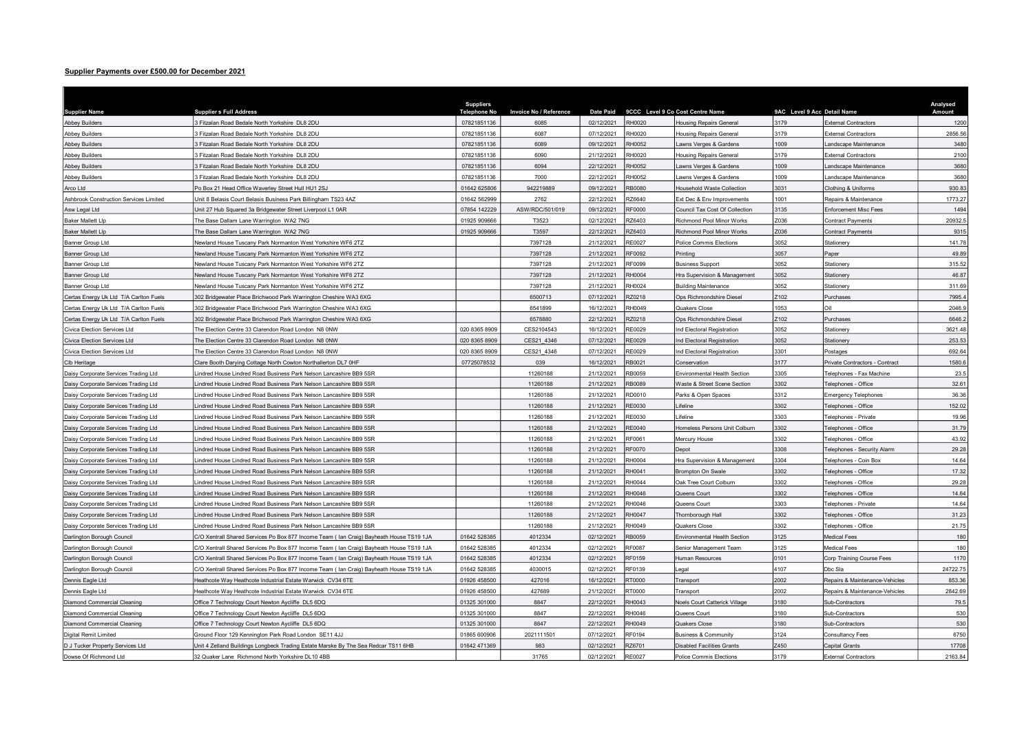## Supplier Payments over £500.00 for December 2021

| Supplier Name | Supplier s Full Address | Suppliers Telephone No | Invoice No / Reference | Date Paid | 9CCC | Level 9 Co Cost Centre Name | 9AC | Level 9 Acc Detail Name | Analysed Amount |
|---|---|---|---|---|---|---|---|---|---|
| Abbey Builders | 3 Fitzalan Road Bedale North Yorkshire DL8 2DU | 07821851136 | 6085 | 02/12/2021 | RH0020 | Housing Repairs General | 3179 | External Contractors | 1200 |
| Abbey Builders | 3 Fitzalan Road Bedale North Yorkshire DL8 2DU | 07821851136 | 6087 | 07/12/2021 | RH0020 | Housing Repairs General | 3179 | External Contractors | 2856.56 |
| Abbey Builders | 3 Fitzalan Road Bedale North Yorkshire DL8 2DU | 07821851136 | 6089 | 09/12/2021 | RH0052 | Lawns Verges & Gardens | 1009 | Landscape Maintenance | 3480 |
| Abbey Builders | 3 Fitzalan Road Bedale North Yorkshire DL8 2DU | 07821851136 | 6090 | 21/12/2021 | RH0020 | Housing Repairs General | 3179 | External Contractors | 2100 |
| Abbey Builders | 3 Fitzalan Road Bedale North Yorkshire DL8 2DU | 07821851136 | 6094 | 22/12/2021 | RH0052 | Lawns Verges & Gardens | 1009 | Landscape Maintenance | 3680 |
| Abbey Builders | 3 Fitzalan Road Bedale North Yorkshire DL8 2DU | 07821851136 | 7000 | 22/12/2021 | RH0052 | Lawns Verges & Gardens | 1009 | Landscape Maintenance | 3680 |
| Arco Ltd | Po Box 21 Head Office Waverley Street Hull HU1 2SJ | 01642 625806 | 942219889 | 09/12/2021 | RB0080 | Household Waste Collection | 3031 | Clothing & Uniforms | 930.83 |
| Ashbrook Construction Services Limited | Unit 8 Belasis Court Belasis Business Park Billingham TS23 4AZ | 01642 562999 | 2762 | 22/12/2021 | RZ6640 | Ext Dec & Env Improvements | 1001 | Repairs & Maintenance | 1773.27 |
| Asw Legal Ltd | Unit 27 Hub Squared 3a Bridgewater Street Liverpool L1 0AR | 07854 142229 | ASW/RDC/501/019 | 09/12/2021 | RF0000 | Council Tax Cost Of Collection | 3135 | Enforcement Misc Fees | 1494 |
| Baker Mallett Llp | The Base Dallam Lane Warrington WA2 7NG | 01925 909666 | T3523 | 02/12/2021 | RZ6403 | Richmond Pool Minor Works | Z036 | Contract Payments | 20932.5 |
| Baker Mallett Llp | The Base Dallam Lane Warrington WA2 7NG | 01925 909666 | T3597 | 22/12/2021 | RZ6403 | Richmond Pool Minor Works | Z036 | Contract Payments | 9315 |
| Banner Group Ltd | Newland House Tuscany Park Normanton West Yorkshire WF6 2TZ | | 7397128 | 21/12/2021 | RE0027 | Police Commis Elections | 3052 | Stationery | 141.78 |
| Banner Group Ltd | Newland House Tuscany Park Normanton West Yorkshire WF6 2TZ | | 7397128 | 21/12/2021 | RF0092 | Printing | 3057 | Paper | 49.89 |
| Banner Group Ltd | Newland House Tuscany Park Normanton West Yorkshire WF6 2TZ | | 7397128 | 21/12/2021 | RF0099 | Business Support | 3052 | Stationery | 315.52 |
| Banner Group Ltd | Newland House Tuscany Park Normanton West Yorkshire WF6 2TZ | | 7397128 | 21/12/2021 | RH0004 | Hra Supervision & Management | 3052 | Stationery | 46.87 |
| Banner Group Ltd | Newland House Tuscany Park Normanton West Yorkshire WF6 2TZ | | 7397128 | 21/12/2021 | RH0024 | Building Maintenance | 3052 | Stationery | 311.69 |
| Certas Energy Uk Ltd T/A Carlton Fuels | 302 Bridgewater Place Brichwood Park Warrington Cheshire WA3 6XG | | 6500713 | 07/12/2021 | RZ0218 | Ops Richmondshire Diesel | Z102 | Purchases | 7995.4 |
| Certas Energy Uk Ltd T/A Carlton Fuels | 302 Bridgewater Place Brichwood Park Warrington Cheshire WA3 6XG | | 6541899 | 16/12/2021 | RH0049 | Quakers Close | 1053 | Oil | 2046.9 |
| Certas Energy Uk Ltd T/A Carlton Fuels | 302 Bridgewater Place Brichwood Park Warrington Cheshire WA3 6XG | | 6578880 | 22/12/2021 | RZ0218 | Ops Richmondshire Diesel | Z102 | Purchases | 6646.2 |
| Civica Election Services Ltd | The Election Centre 33 Clarendon Road London N8 0NW | 020 8365 8909 | CES2104543 | 16/12/2021 | RE0029 | Ind Electoral Registration | 3052 | Stationery | 3621.48 |
| Civica Election Services Ltd | The Election Centre 33 Clarendon Road London N8 0NW | 020 8365 8909 | CES21_4346 | 07/12/2021 | RE0029 | Ind Electoral Registration | 3052 | Stationery | 253.53 |
| Civica Election Services Ltd | The Election Centre 33 Clarendon Road London N8 0NW | 020 8365 8909 | CES21_4346 | 07/12/2021 | RE0029 | Ind Electoral Registration | 3301 | Postages | 692.64 |
| Clb Heritage | Clare Booth Darying Cottage North Cowton Northallerton DL7 0HF | 07725078532 | 039 | 16/12/2021 | RB0021 | Conservation | 3177 | Private Contractors - Contract | 1580.6 |
| Daisy Corporate Services Trading Ltd | Lindred House Lindred Road Business Park Nelson Lancashire BB9 5SR | | 11260188 | 21/12/2021 | RB0059 | Environmental Health Section | 3305 | Telephones - Fax Machine | 23.5 |
| Daisy Corporate Services Trading Ltd | Lindred House Lindred Road Business Park Nelson Lancashire BB9 5SR | | 11260188 | 21/12/2021 | RB0089 | Waste & Street Scene Section | 3302 | Telephones - Office | 32.61 |
| Daisy Corporate Services Trading Ltd | Lindred House Lindred Road Business Park Nelson Lancashire BB9 5SR | | 11260188 | 21/12/2021 | RD0010 | Parks & Open Spaces | 3312 | Emergency Telephones | 36.36 |
| Daisy Corporate Services Trading Ltd | Lindred House Lindred Road Business Park Nelson Lancashire BB9 5SR | | 11260188 | 21/12/2021 | RE0030 | Lifeline | 3302 | Telephones - Office | 152.02 |
| Daisy Corporate Services Trading Ltd | Lindred House Lindred Road Business Park Nelson Lancashire BB9 5SR | | 11260188 | 21/12/2021 | RE0030 | Lifeline | 3303 | Telephones - Private | 19.96 |
| Daisy Corporate Services Trading Ltd | Lindred House Lindred Road Business Park Nelson Lancashire BB9 5SR | | 11260188 | 21/12/2021 | RE0040 | Homeless Persons Unit Colburn | 3302 | Telephones - Office | 31.79 |
| Daisy Corporate Services Trading Ltd | Lindred House Lindred Road Business Park Nelson Lancashire BB9 5SR | | 11260188 | 21/12/2021 | RF0061 | Mercury House | 3302 | Telephones - Office | 43.92 |
| Daisy Corporate Services Trading Ltd | Lindred House Lindred Road Business Park Nelson Lancashire BB9 5SR | | 11260188 | 21/12/2021 | RF0070 | Depot | 3308 | Telephones - Security Alarm | 29.28 |
| Daisy Corporate Services Trading Ltd | Lindred House Lindred Road Business Park Nelson Lancashire BB9 5SR | | 11260188 | 21/12/2021 | RH0004 | Hra Supervision & Management | 3304 | Telephones - Coin Box | 14.64 |
| Daisy Corporate Services Trading Ltd | Lindred House Lindred Road Business Park Nelson Lancashire BB9 5SR | | 11260188 | 21/12/2021 | RH0041 | Brompton On Swale | 3302 | Telephones - Office | 17.32 |
| Daisy Corporate Services Trading Ltd | Lindred House Lindred Road Business Park Nelson Lancashire BB9 5SR | | 11260188 | 21/12/2021 | RH0044 | Oak Tree Court Colburn | 3302 | Telephones - Office | 29.28 |
| Daisy Corporate Services Trading Ltd | Lindred House Lindred Road Business Park Nelson Lancashire BB9 5SR | | 11260188 | 21/12/2021 | RH0046 | Queens Court | 3302 | Telephones - Office | 14.64 |
| Daisy Corporate Services Trading Ltd | Lindred House Lindred Road Business Park Nelson Lancashire BB9 5SR | | 11260188 | 21/12/2021 | RH0046 | Queens Court | 3303 | Telephones - Private | 14.64 |
| Daisy Corporate Services Trading Ltd | Lindred House Lindred Road Business Park Nelson Lancashire BB9 5SR | | 11260188 | 21/12/2021 | RH0047 | Thornborough Hall | 3302 | Telephones - Office | 31.23 |
| Daisy Corporate Services Trading Ltd | Lindred House Lindred Road Business Park Nelson Lancashire BB9 5SR | | 11260188 | 21/12/2021 | RH0049 | Quakers Close | 3302 | Telephones - Office | 21.75 |
| Darlington Borough Council | C/O Xentrall Shared Services Po Box 877 Income Team ( Ian Craig) Bayheath House TS19 1JA | 01642 528385 | 4012334 | 02/12/2021 | RB0059 | Environmental Health Section | 3125 | Medical Fees | 180 |
| Darlington Borough Council | C/O Xentrall Shared Services Po Box 877 Income Team ( Ian Craig) Bayheath House TS19 1JA | 01642 528385 | 4012334 | 02/12/2021 | RF0087 | Senior Management Team | 3125 | Medical Fees | 180 |
| Darlington Borough Council | C/O Xentrall Shared Services Po Box 877 Income Team ( Ian Craig) Bayheath House TS19 1JA | 01642 528385 | 4012334 | 02/12/2021 | RF0159 | Human Resources | 0101 | Corp Training Course Fees | 1170 |
| Darlington Borough Council | C/O Xentrall Shared Services Po Box 877 Income Team ( Ian Craig) Bayheath House TS19 1JA | 01642 528385 | 4030015 | 02/12/2021 | RF0139 | Legal | 4107 | Dbc Sla | 24722.75 |
| Dennis Eagle Ltd | Heathcote Way Heathcote Industrial Estate Warwick CV34 6TE | 01926 458500 | 427016 | 16/12/2021 | RT0000 | Transport | 2002 | Repairs & Maintenance-Vehicles | 853.36 |
| Dennis Eagle Ltd | Heathcote Way Heathcote Industrial Estate Warwick CV34 6TE | 01926 458500 | 427689 | 21/12/2021 | RT0000 | Transport | 2002 | Repairs & Maintenance-Vehicles | 2842.69 |
| Diamond Commercial Cleaning | Office 7 Technology Court Newton Aycliffe DL5 6DQ | 01325 301000 | 8847 | 22/12/2021 | RH0043 | Noels Court Catterick Village | 3180 | Sub-Contractors | 79.5 |
| Diamond Commercial Cleaning | Office 7 Technology Court Newton Aycliffe DL5 6DQ | 01325 301000 | 8847 | 22/12/2021 | RH0046 | Queens Court | 3180 | Sub-Contractors | 530 |
| Diamond Commercial Cleaning | Office 7 Technology Court Newton Aycliffe DL5 6DQ | 01325 301000 | 8847 | 22/12/2021 | RH0049 | Quakers Close | 3180 | Sub-Contractors | 530 |
| Digital Remit Limited | Ground Floor 129 Kennington Park Road London SE11 4JJ | 01865 600906 | 2021111501 | 07/12/2021 | RF0194 | Business & Community | 3124 | Consultancy Fees | 6750 |
| D J Tucker Property Services Ltd | Unit 4 Zetland Buildings Longbeck Trading Estate Marske By The Sea Redcar TS11 6HB | 01642 471369 | 983 | 02/12/2021 | RZ6701 | Disabled Facilities Grants | Z450 | Capital Grants | 17708 |
| Dowse Of Richmond Ltd | 32 Quaker Lane Richmond North Yorkshire DL10 4BB | | 31765 | 02/12/2021 | RE0027 | Police Commis Elections | 3179 | External Contractors | 2163.84 |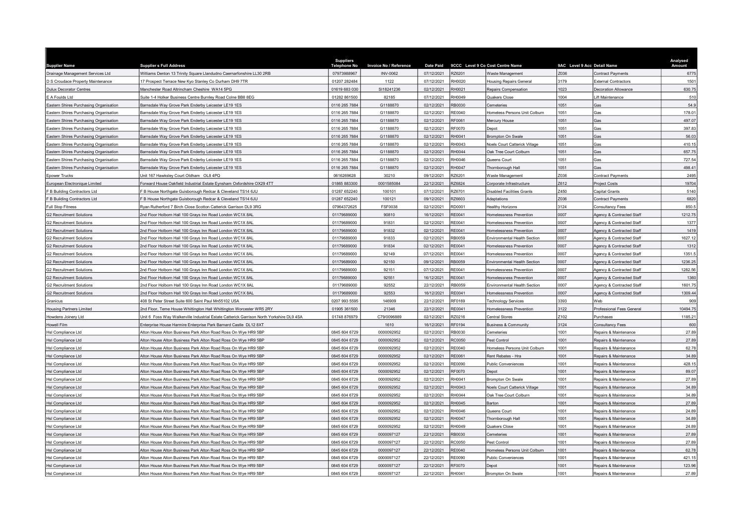| Supplier Name | Supplier s Full Address | Suppliers Telephone No | Invoice No / Reference | Date Paid | 9CCC | Level 9 Co Cost Centre Name | 9AC | Level 9 Acc Detail Name | Analysed Amount |
|---|---|---|---|---|---|---|---|---|---|
| Drainage Management Services Ltd | Williams Denton 13 Trinity Square Llandudno Caernarfonshire LL30 2RB | 07973988967 | INV-0062 | 07/12/2021 | RZ6201 | Waste Management | Z036 | Contract Payments | 6775 |
| D S Croudace Property Maintenance | 17 Prospect Terrace New Kyo Stanley Co Durham DH9 7TR | 01207 282484 | 1122 | 07/12/2021 | RH0020 | Housing Repairs General | 3179 | External Contractors | 1501 |
| Dulux Decorator Centres | Manchester Road Altrincham Cheshire WA14 5PG | 01619 683 030 | SI18241236 | 02/12/2021 | RH0021 | Repairs Compensation | 1023 | Decoration Allowance | 630.75 |
| E A Foulds Ltd | Suite 1-4 Holker Business Centre Burnley Road Colne BB8 8EG | 01282 861500 | 82185 | 07/12/2021 | RH0049 | Quakers Close | 1004 | Lift Maintenance | 510 |
| Eastern Shires Purchasing Organisation | Barnsdale Way Grove Park Enderby Leicester LE19 1ES | 0116 265 7884 | G1188870 | 02/12/2021 | RB0030 | Cemeteries | 1051 | Gas | 54.9 |
| Eastern Shires Purchasing Organisation | Barnsdale Way Grove Park Enderby Leicester LE19 1ES | 0116 265 7884 | G1188870 | 02/12/2021 | RE0040 | Homeless Persons Unit Colburn | 1051 | Gas | 178.01 |
| Eastern Shires Purchasing Organisation | Barnsdale Way Grove Park Enderby Leicester LE19 1ES | 0116 265 7884 | G1188870 | 02/12/2021 | RF0061 | Mercury House | 1051 | Gas | 497.07 |
| Eastern Shires Purchasing Organisation | Barnsdale Way Grove Park Enderby Leicester LE19 1ES | 0116 265 7884 | G1188870 | 02/12/2021 | RF0070 | Depot | 1051 | Gas | 397.83 |
| Eastern Shires Purchasing Organisation | Barnsdale Way Grove Park Enderby Leicester LE19 1ES | 0116 265 7884 | G1188870 | 02/12/2021 | RH0041 | Brompton On Swale | 1051 | Gas | 56.03 |
| Eastern Shires Purchasing Organisation | Barnsdale Way Grove Park Enderby Leicester LE19 1ES | 0116 265 7884 | G1188870 | 02/12/2021 | RH0043 | Noels Court Catterick Village | 1051 | Gas | 410.15 |
| Eastern Shires Purchasing Organisation | Barnsdale Way Grove Park Enderby Leicester LE19 1ES | 0116 265 7884 | G1188870 | 02/12/2021 | RH0044 | Oak Tree Court Colburn | 1051 | Gas | 657.75 |
| Eastern Shires Purchasing Organisation | Barnsdale Way Grove Park Enderby Leicester LE19 1ES | 0116 265 7884 | G1188870 | 02/12/2021 | RH0046 | Queens Court | 1051 | Gas | 727.54 |
| Eastern Shires Purchasing Organisation | Barnsdale Way Grove Park Enderby Leicester LE19 1ES | 0116 265 7884 | G1188870 | 02/12/2021 | RH0047 | Thornborough Hall | 1051 | Gas | 498.41 |
| Epower Trucks | Unit 167 Hawksley Court Oldham OL8 4PQ | 0616269628 | 30210 | 09/12/2021 | RZ6201 | Waste Management | Z036 | Contract Payments | 2495 |
| European Electronique Limited | Forward House Oakfield Industrial Estate Eynsham Oxfordshire OX29 4TT | 01865 883300 | 0001585084 | 22/12/2021 | RZ6824 | Corporate Infrastructure | Z612 | Project Costs | 19704 |
| F B Building Contractors Ltd | F B House Northgate Guisborough Redcar & Cleveland TS14 6JU | 01287 652240 | 100101 | 07/12/2021 | RZ6701 | Disabled Facilities Grants | Z450 | Capital Grants | 5140 |
| F B Building Contractors Ltd | F B House Northgate Guisborough Redcar & Cleveland TS14 6JU | 01287 652240 | 100121 | 09/12/2021 | RZ6603 | Adaptations | Z036 | Contract Payments | 6820 |
| Full Stop Fitness | Ryan Rutherford 7 Birch Close Scotton Catterick Garrison DL9 3RG | 07964372625 | FSF0038 | 02/12/2021 | RD0001 | Healthy Horizons | 3124 | Consultancy Fees | 850.5 |
| G2 Recruitment Solutions | 2nd Floor Holborn Hall 100 Grays Inn Road London WC1X 8AL | 01179689000 | 90810 | 16/12/2021 | RE0041 | Homelessness Prevention | 0007 | Agency & Contracted Staff | 1212.75 |
| G2 Recruitment Solutions | 2nd Floor Holborn Hall 100 Grays Inn Road London WC1X 8AL | 01179689000 | 91831 | 02/12/2021 | RE0041 | Homelessness Prevention | 0007 | Agency & Contracted Staff | 1377 |
| G2 Recruitment Solutions | 2nd Floor Holborn Hall 100 Grays Inn Road London WC1X 8AL | 01179689000 | 91832 | 02/12/2021 | RE0041 | Homelessness Prevention | 0007 | Agency & Contracted Staff | 1419 |
| G2 Recruitment Solutions | 2nd Floor Holborn Hall 100 Grays Inn Road London WC1X 8AL | 01179689000 | 91833 | 02/12/2021 | RB0059 | Environmental Health Section | 0007 | Agency & Contracted Staff | 1627.12 |
| G2 Recruitment Solutions | 2nd Floor Holborn Hall 100 Grays Inn Road London WC1X 8AL | 01179689000 | 91834 | 02/12/2021 | RE0041 | Homelessness Prevention | 0007 | Agency & Contracted Staff | 1312 |
| G2 Recruitment Solutions | 2nd Floor Holborn Hall 100 Grays Inn Road London WC1X 8AL | 01179689000 | 92149 | 07/12/2021 | RE0041 | Homelessness Prevention | 0007 | Agency & Contracted Staff | 1351.5 |
| G2 Recruitment Solutions | 2nd Floor Holborn Hall 100 Grays Inn Road London WC1X 8AL | 01179689000 | 92150 | 09/12/2021 | RB0059 | Environmental Health Section | 0007 | Agency & Contracted Staff | 1236.25 |
| G2 Recruitment Solutions | 2nd Floor Holborn Hall 100 Grays Inn Road London WC1X 8AL | 01179689000 | 92151 | 07/12/2021 | RE0041 | Homelessness Prevention | 0007 | Agency & Contracted Staff | 1282.56 |
| G2 Recruitment Solutions | 2nd Floor Holborn Hall 100 Grays Inn Road London WC1X 8AL | 01179689000 | 92551 | 16/12/2021 | RE0041 | Homelessness Prevention | 0007 | Agency & Contracted Staff | 1360 |
| G2 Recruitment Solutions | 2nd Floor Holborn Hall 100 Grays Inn Road London WC1X 8AL | 01179689000 | 92552 | 22/12/2021 | RB0059 | Environmental Health Section | 0007 | Agency & Contracted Staff | 1601.75 |
| G2 Recruitment Solutions | 2nd Floor Holborn Hall 100 Grays Inn Road London WC1X 8AL | 01179689000 | 92553 | 16/12/2021 | RE0041 | Homelessness Prevention | 0007 | Agency & Contracted Staff | 1309.44 |
| Granicus | 408 St Peter Street Suite 600 Saint Paul Mn55102 USA | 0207 993 5595 | 146909 | 22/12/2021 | RF0169 | Technology Services | 3393 | Web | 909 |
| Housing Partners Limited | 2nd Floor, Teme House Whittington Hall Whittington Worcester WR5 2RY | 01905 361500 | 21346 | 22/12/2021 | RE0041 | Homelessness Prevention | 3122 | Professional Fees General | 10494.75 |
| Howdens Joinery Ltd | Unit 6 Foss Way Walkerville Industrial Estate Catterick Garrison North Yorkshire DL9 4SA | 01748 876979 | C79/0096889 | 02/12/2021 | RZ0216 | Central Stores | Z102 | Purchases | 1185.21 |
| Howell Film | Enterprise House Harmire Enterprise Park Barnard Castle DL12 8XT | | 1610 | 16/12/2021 | RF0194 | Business & Community | 3124 | Consultancy Fees | 600 |
| Hsl Compliance Ltd | Alton House Alton Business Park Alton Road Ross On Wye HR9 5BP | 0845 604 6729 | 0000092952 | 02/12/2021 | RB0030 | Cemeteries | 1001 | Repairs & Maintenance | 27.89 |
| Hsl Compliance Ltd | Alton House Alton Business Park Alton Road Ross On Wye HR9 5BP | 0845 604 6729 | 0000092952 | 02/12/2021 | RC0050 | Pest Control | 1001 | Repairs & Maintenance | 27.89 |
| Hsl Compliance Ltd | Alton House Alton Business Park Alton Road Ross On Wye HR9 5BP | 0845 604 6729 | 0000092952 | 02/12/2021 | RE0040 | Homeless Persons Unit Colburn | 1001 | Repairs & Maintenance | 62.78 |
| Hsl Compliance Ltd | Alton House Alton Business Park Alton Road Ross On Wye HR9 5BP | 0845 604 6729 | 0000092952 | 02/12/2021 | RE0061 | Rent Rebates - Hra | 1001 | Repairs & Maintenance | 34.89 |
| Hsl Compliance Ltd | Alton House Alton Business Park Alton Road Ross On Wye HR9 5BP | 0845 604 6729 | 0000092952 | 02/12/2021 | RE0090 | Public Conveniences | 1001 | Repairs & Maintenance | 428.15 |
| Hsl Compliance Ltd | Alton House Alton Business Park Alton Road Ross On Wye HR9 5BP | 0845 604 6729 | 0000092952 | 02/12/2021 | RF0070 | Depot | 1001 | Repairs & Maintenance | 89.07 |
| Hsl Compliance Ltd | Alton House Alton Business Park Alton Road Ross On Wye HR9 5BP | 0845 604 6729 | 0000092952 | 02/12/2021 | RH0041 | Brompton On Swale | 1001 | Repairs & Maintenance | 27.89 |
| Hsl Compliance Ltd | Alton House Alton Business Park Alton Road Ross On Wye HR9 5BP | 0845 604 6729 | 0000092952 | 02/12/2021 | RH0043 | Noels Court Catterick Village | 1001 | Repairs & Maintenance | 34.89 |
| Hsl Compliance Ltd | Alton House Alton Business Park Alton Road Ross On Wye HR9 5BP | 0845 604 6729 | 0000092952 | 02/12/2021 | RH0044 | Oak Tree Court Colburn | 1001 | Repairs & Maintenance | 34.89 |
| Hsl Compliance Ltd | Alton House Alton Business Park Alton Road Ross On Wye HR9 5BP | 0845 604 6729 | 0000092952 | 02/12/2021 | RH0045 | Barton | 1001 | Repairs & Maintenance | 27.89 |
| Hsl Compliance Ltd | Alton House Alton Business Park Alton Road Ross On Wye HR9 5BP | 0845 604 6729 | 0000092952 | 02/12/2021 | RH0046 | Queens Court | 1001 | Repairs & Maintenance | 24.89 |
| Hsl Compliance Ltd | Alton House Alton Business Park Alton Road Ross On Wye HR9 5BP | 0845 604 6729 | 0000092952 | 02/12/2021 | RH0047 | Thornborough Hall | 1001 | Repairs & Maintenance | 34.89 |
| Hsl Compliance Ltd | Alton House Alton Business Park Alton Road Ross On Wye HR9 5BP | 0845 604 6729 | 0000092952 | 02/12/2021 | RH0049 | Quakers Close | 1001 | Repairs & Maintenance | 24.89 |
| Hsl Compliance Ltd | Alton House Alton Business Park Alton Road Ross On Wye HR9 5BP | 0845 604 6729 | 0000097127 | 22/12/2021 | RB0030 | Cemeteries | 1001 | Repairs & Maintenance | 27.89 |
| Hsl Compliance Ltd | Alton House Alton Business Park Alton Road Ross On Wye HR9 5BP | 0845 604 6729 | 0000097127 | 22/12/2021 | RC0050 | Pest Control | 1001 | Repairs & Maintenance | 27.89 |
| Hsl Compliance Ltd | Alton House Alton Business Park Alton Road Ross On Wye HR9 5BP | 0845 604 6729 | 0000097127 | 22/12/2021 | RE0040 | Homeless Persons Unit Colburn | 1001 | Repairs & Maintenance | 62.78 |
| Hsl Compliance Ltd | Alton House Alton Business Park Alton Road Ross On Wye HR9 5BP | 0845 604 6729 | 0000097127 | 22/12/2021 | RE0090 | Public Conveniences | 1001 | Repairs & Maintenance | 421.15 |
| Hsl Compliance Ltd | Alton House Alton Business Park Alton Road Ross On Wye HR9 5BP | 0845 604 6729 | 0000097127 | 22/12/2021 | RF0070 | Depot | 1001 | Repairs & Maintenance | 123.96 |
| Hsl Compliance Ltd | Alton House Alton Business Park Alton Road Ross On Wye HR9 5BP | 0845 604 6729 | 0000097127 | 22/12/2021 | RH0041 | Brompton On Swale | 1001 | Repairs & Maintenance | 27.89 |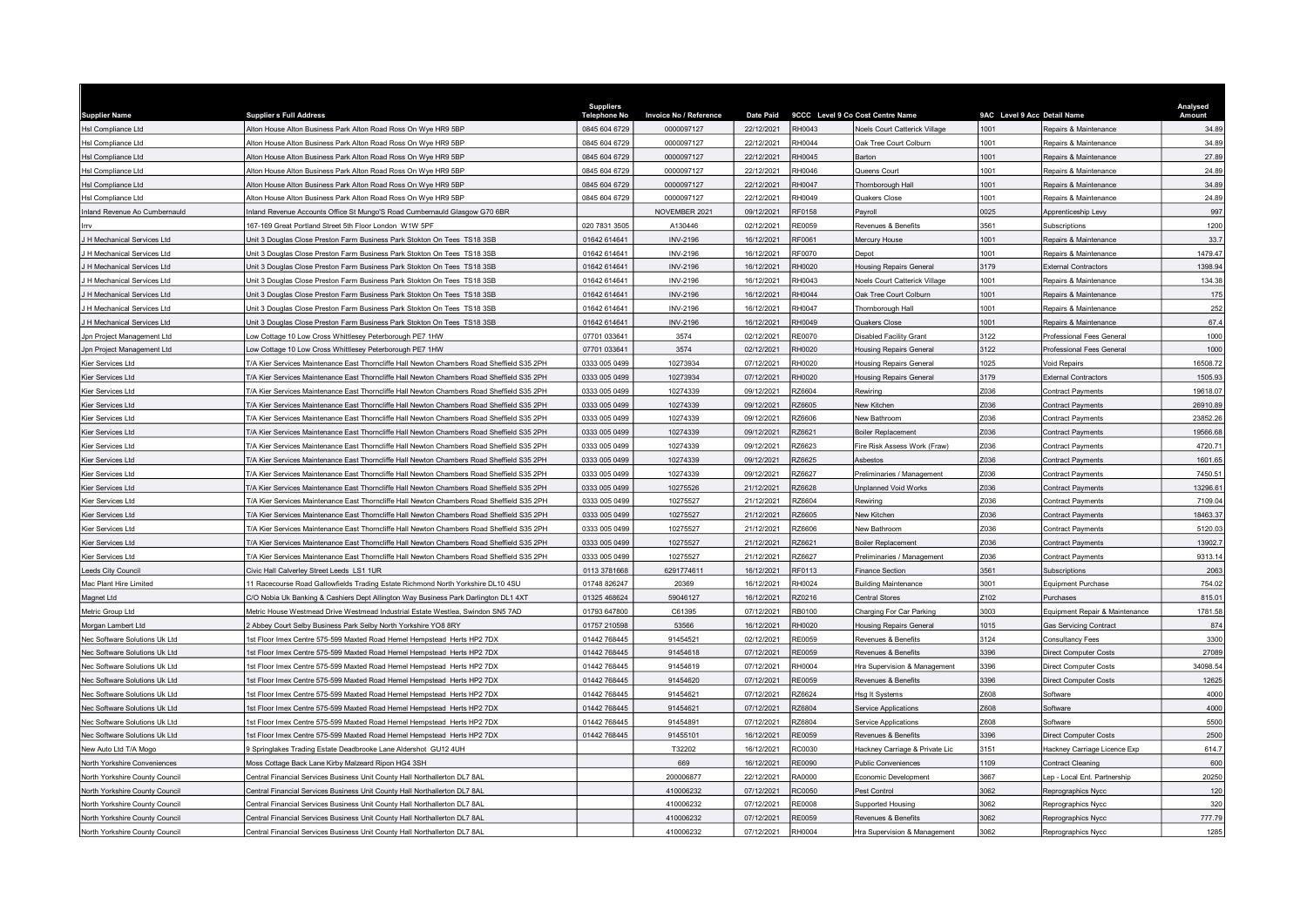| Supplier Name | Supplier s Full Address | Suppliers Telephone No | Invoice No / Reference | Date Paid | 9CCC | Level 9 Co Cost Centre Name | 9AC | Level 9 Acc Detail Name | Analysed Amount |
|---|---|---|---|---|---|---|---|---|---|
| Hsl Compliance Ltd | Alton House Alton Business Park Alton Road Ross On Wye HR9 5BP | 0845 604 6729 | 0000097127 | 22/12/2021 | RH0043 | Noels Court Catterick Village | 1001 | Repairs & Maintenance | 34.89 |
| Hsl Compliance Ltd | Alton House Alton Business Park Alton Road Ross On Wye HR9 5BP | 0845 604 6729 | 0000097127 | 22/12/2021 | RH0044 | Oak Tree Court Colburn | 1001 | Repairs & Maintenance | 34.89 |
| Hsl Compliance Ltd | Alton House Alton Business Park Alton Road Ross On Wye HR9 5BP | 0845 604 6729 | 0000097127 | 22/12/2021 | RH0045 | Barton | 1001 | Repairs & Maintenance | 27.89 |
| Hsl Compliance Ltd | Alton House Alton Business Park Alton Road Ross On Wye HR9 5BP | 0845 604 6729 | 0000097127 | 22/12/2021 | RH0046 | Queens Court | 1001 | Repairs & Maintenance | 24.89 |
| Hsl Compliance Ltd | Alton House Alton Business Park Alton Road Ross On Wye HR9 5BP | 0845 604 6729 | 0000097127 | 22/12/2021 | RH0047 | Thornborough Hall | 1001 | Repairs & Maintenance | 34.89 |
| Hsl Compliance Ltd | Alton House Alton Business Park Alton Road Ross On Wye HR9 5BP | 0845 604 6729 | 0000097127 | 22/12/2021 | RH0049 | Quakers Close | 1001 | Repairs & Maintenance | 24.89 |
| Inland Revenue Ao Cumbernauld | Inland Revenue Accounts Office St Mungo'S Road Cumbernauld Glasgow G70 6BR | | NOVEMBER 2021 | 09/12/2021 | RF0158 | Payroll | 0025 | Apprenticeship Levy | 997 |
| Irrv | 167-169 Great Portland Street 5th Floor London W1W 5PF | 020 7831 3505 | A130446 | 02/12/2021 | RE0059 | Revenues & Benefits | 3561 | Subscriptions | 1200 |
| J H Mechanical Services Ltd | Unit 3 Douglas Close Preston Farm Business Park Stokton On Tees TS18 3SB | 01642 614641 | INV-2196 | 16/12/2021 | RF0061 | Mercury House | 1001 | Repairs & Maintenance | 33.7 |
| J H Mechanical Services Ltd | Unit 3 Douglas Close Preston Farm Business Park Stokton On Tees TS18 3SB | 01642 614641 | INV-2196 | 16/12/2021 | RF0070 | Depot | 1001 | Repairs & Maintenance | 1479.47 |
| J H Mechanical Services Ltd | Unit 3 Douglas Close Preston Farm Business Park Stokton On Tees TS18 3SB | 01642 614641 | INV-2196 | 16/12/2021 | RH0020 | Housing Repairs General | 3179 | External Contractors | 1398.94 |
| J H Mechanical Services Ltd | Unit 3 Douglas Close Preston Farm Business Park Stokton On Tees TS18 3SB | 01642 614641 | INV-2196 | 16/12/2021 | RH0043 | Noels Court Catterick Village | 1001 | Repairs & Maintenance | 134.38 |
| J H Mechanical Services Ltd | Unit 3 Douglas Close Preston Farm Business Park Stokton On Tees TS18 3SB | 01642 614641 | INV-2196 | 16/12/2021 | RH0044 | Oak Tree Court Colburn | 1001 | Repairs & Maintenance | 175 |
| J H Mechanical Services Ltd | Unit 3 Douglas Close Preston Farm Business Park Stokton On Tees TS18 3SB | 01642 614641 | INV-2196 | 16/12/2021 | RH0047 | Thornborough Hall | 1001 | Repairs & Maintenance | 252 |
| J H Mechanical Services Ltd | Unit 3 Douglas Close Preston Farm Business Park Stokton On Tees TS18 3SB | 01642 614641 | INV-2196 | 16/12/2021 | RH0049 | Quakers Close | 1001 | Repairs & Maintenance | 67.4 |
| Jpn Project Management Ltd | Low Cottage 10 Low Cross Whittlesey Peterborough PE7 1HW | 07701 033641 | 3574 | 02/12/2021 | RE0070 | Disabled Facility Grant | 3122 | Professional Fees General | 1000 |
| Jpn Project Management Ltd | Low Cottage 10 Low Cross Whittlesey Peterborough PE7 1HW | 07701 033641 | 3574 | 02/12/2021 | RH0020 | Housing Repairs General | 3122 | Professional Fees General | 1000 |
| Kier Services Ltd | T/A Kier Services Maintenance East Thorncliffe Hall Newton Chambers Road Sheffield S35 2PH | 0333 005 0499 | 10273934 | 07/12/2021 | RH0020 | Housing Repairs General | 1025 | Void Repairs | 16508.72 |
| Kier Services Ltd | T/A Kier Services Maintenance East Thorncliffe Hall Newton Chambers Road Sheffield S35 2PH | 0333 005 0499 | 10273934 | 07/12/2021 | RH0020 | Housing Repairs General | 3179 | External Contractors | 1505.93 |
| Kier Services Ltd | T/A Kier Services Maintenance East Thorncliffe Hall Newton Chambers Road Sheffield S35 2PH | 0333 005 0499 | 10274339 | 09/12/2021 | RZ6604 | Rewiring | Z036 | Contract Payments | 19618.07 |
| Kier Services Ltd | T/A Kier Services Maintenance East Thorncliffe Hall Newton Chambers Road Sheffield S35 2PH | 0333 005 0499 | 10274339 | 09/12/2021 | RZ6605 | New Kitchen | Z036 | Contract Payments | 26910.89 |
| Kier Services Ltd | T/A Kier Services Maintenance East Thorncliffe Hall Newton Chambers Road Sheffield S35 2PH | 0333 005 0499 | 10274339 | 09/12/2021 | RZ6606 | New Bathroom | Z036 | Contract Payments | 23852.26 |
| Kier Services Ltd | T/A Kier Services Maintenance East Thorncliffe Hall Newton Chambers Road Sheffield S35 2PH | 0333 005 0499 | 10274339 | 09/12/2021 | RZ6621 | Boiler Replacement | Z036 | Contract Payments | 19566.68 |
| Kier Services Ltd | T/A Kier Services Maintenance East Thorncliffe Hall Newton Chambers Road Sheffield S35 2PH | 0333 005 0499 | 10274339 | 09/12/2021 | RZ6623 | Fire Risk Assess Work (Fraw) | Z036 | Contract Payments | 4720.71 |
| Kier Services Ltd | T/A Kier Services Maintenance East Thorncliffe Hall Newton Chambers Road Sheffield S35 2PH | 0333 005 0499 | 10274339 | 09/12/2021 | RZ6625 | Asbestos | Z036 | Contract Payments | 1601.65 |
| Kier Services Ltd | T/A Kier Services Maintenance East Thorncliffe Hall Newton Chambers Road Sheffield S35 2PH | 0333 005 0499 | 10274339 | 09/12/2021 | RZ6627 | Preliminaries / Management | Z036 | Contract Payments | 7450.51 |
| Kier Services Ltd | T/A Kier Services Maintenance East Thorncliffe Hall Newton Chambers Road Sheffield S35 2PH | 0333 005 0499 | 10275526 | 21/12/2021 | RZ6628 | Unplanned Void Works | Z036 | Contract Payments | 13296.61 |
| Kier Services Ltd | T/A Kier Services Maintenance East Thorncliffe Hall Newton Chambers Road Sheffield S35 2PH | 0333 005 0499 | 10275527 | 21/12/2021 | RZ6604 | Rewiring | Z036 | Contract Payments | 7109.04 |
| Kier Services Ltd | T/A Kier Services Maintenance East Thorncliffe Hall Newton Chambers Road Sheffield S35 2PH | 0333 005 0499 | 10275527 | 21/12/2021 | RZ6605 | New Kitchen | Z036 | Contract Payments | 18463.37 |
| Kier Services Ltd | T/A Kier Services Maintenance East Thorncliffe Hall Newton Chambers Road Sheffield S35 2PH | 0333 005 0499 | 10275527 | 21/12/2021 | RZ6606 | New Bathroom | Z036 | Contract Payments | 5120.03 |
| Kier Services Ltd | T/A Kier Services Maintenance East Thorncliffe Hall Newton Chambers Road Sheffield S35 2PH | 0333 005 0499 | 10275527 | 21/12/2021 | RZ6621 | Boiler Replacement | Z036 | Contract Payments | 13902.7 |
| Kier Services Ltd | T/A Kier Services Maintenance East Thorncliffe Hall Newton Chambers Road Sheffield S35 2PH | 0333 005 0499 | 10275527 | 21/12/2021 | RZ6627 | Preliminaries / Management | Z036 | Contract Payments | 9313.14 |
| Leeds City Council | Civic Hall Calverley Street Leeds LS1 1UR | 0113 3781668 | 6291774611 | 16/12/2021 | RF0113 | Finance Section | 3561 | Subscriptions | 2063 |
| Mac Plant Hire Limited | 11 Racecourse Road Gallowfields Trading Estate Richmond North Yorkshire DL10 4SU | 01748 826247 | 20369 | 16/12/2021 | RH0024 | Building Maintenance | 3001 | Equipment Purchase | 754.02 |
| Magnet Ltd | C/O Nobia Uk Banking & Cashiers Dept Allington Way Business Park Darlington DL1 4XT | 01325 468624 | 59046127 | 16/12/2021 | RZ0216 | Central Stores | Z102 | Purchases | 815.01 |
| Metric Group Ltd | Metric House Westmead Drive Westmead Industrial Estate Westlea, Swindon SN5 7AD | 01793 647800 | C61395 | 07/12/2021 | RB0100 | Charging For Car Parking | 3003 | Equipment Repair & Maintenance | 1781.58 |
| Morgan Lambert Ltd | 2 Abbey Court Selby Business Park Selby North Yorkshire YO8 8RY | 01757 210598 | 53566 | 16/12/2021 | RH0020 | Housing Repairs General | 1015 | Gas Servicing Contract | 874 |
| Nec Software Solutions Uk Ltd | 1st Floor Imex Centre 575-599 Maxted Road Hemel Hempstead Herts HP2 7DX | 01442 768445 | 91454521 | 02/12/2021 | RE0059 | Revenues & Benefits | 3124 | Consultancy Fees | 3300 |
| Nec Software Solutions Uk Ltd | 1st Floor Imex Centre 575-599 Maxted Road Hemel Hempstead Herts HP2 7DX | 01442 768445 | 91454618 | 07/12/2021 | RE0059 | Revenues & Benefits | 3396 | Direct Computer Costs | 27089 |
| Nec Software Solutions Uk Ltd | 1st Floor Imex Centre 575-599 Maxted Road Hemel Hempstead Herts HP2 7DX | 01442 768445 | 91454619 | 07/12/2021 | RH0004 | Hra Supervision & Management | 3396 | Direct Computer Costs | 34098.54 |
| Nec Software Solutions Uk Ltd | 1st Floor Imex Centre 575-599 Maxted Road Hemel Hempstead Herts HP2 7DX | 01442 768445 | 91454620 | 07/12/2021 | RE0059 | Revenues & Benefits | 3396 | Direct Computer Costs | 12625 |
| Nec Software Solutions Uk Ltd | 1st Floor Imex Centre 575-599 Maxted Road Hemel Hempstead Herts HP2 7DX | 01442 768445 | 91454621 | 07/12/2021 | RZ6624 | Hsg It Systems | Z608 | Software | 4000 |
| Nec Software Solutions Uk Ltd | 1st Floor Imex Centre 575-599 Maxted Road Hemel Hempstead Herts HP2 7DX | 01442 768445 | 91454621 | 07/12/2021 | RZ6804 | Service Applications | Z608 | Software | 4000 |
| Nec Software Solutions Uk Ltd | 1st Floor Imex Centre 575-599 Maxted Road Hemel Hempstead Herts HP2 7DX | 01442 768445 | 91454891 | 07/12/2021 | RZ6804 | Service Applications | Z608 | Software | 5500 |
| Nec Software Solutions Uk Ltd | 1st Floor Imex Centre 575-599 Maxted Road Hemel Hempstead Herts HP2 7DX | 01442 768445 | 91455101 | 16/12/2021 | RE0059 | Revenues & Benefits | 3396 | Direct Computer Costs | 2500 |
| New Auto Ltd T/A Mogo | 9 Springlakes Trading Estate Deadbrooke Lane Aldershot GU12 4UH | | T32202 | 16/12/2021 | RC0030 | Hackney Carriage & Private Lic | 3151 | Hackney Carriage Licence Exp | 614.7 |
| North Yorkshire Conveniences | Moss Cottage Back Lane Kirby Malzeard Ripon HG4 3SH | | 669 | 16/12/2021 | RE0090 | Public Conveniences | 1109 | Contract Cleaning | 600 |
| North Yorkshire County Council | Central Financial Services Business Unit County Hall Northallerton DL7 8AL | | 200006877 | 22/12/2021 | RA0000 | Economic Development | 3667 | Lep - Local Ent. Partnership | 20250 |
| North Yorkshire County Council | Central Financial Services Business Unit County Hall Northallerton DL7 8AL | | 410006232 | 07/12/2021 | RC0050 | Pest Control | 3062 | Reprographics Nycc | 120 |
| North Yorkshire County Council | Central Financial Services Business Unit County Hall Northallerton DL7 8AL | | 410006232 | 07/12/2021 | RE0008 | Supported Housing | 3062 | Reprographics Nycc | 320 |
| North Yorkshire County Council | Central Financial Services Business Unit County Hall Northallerton DL7 8AL | | 410006232 | 07/12/2021 | RE0059 | Revenues & Benefits | 3062 | Reprographics Nycc | 777.79 |
| North Yorkshire County Council | Central Financial Services Business Unit County Hall Northallerton DL7 8AL | | 410006232 | 07/12/2021 | RH0004 | Hra Supervision & Management | 3062 | Reprographics Nycc | 1285 |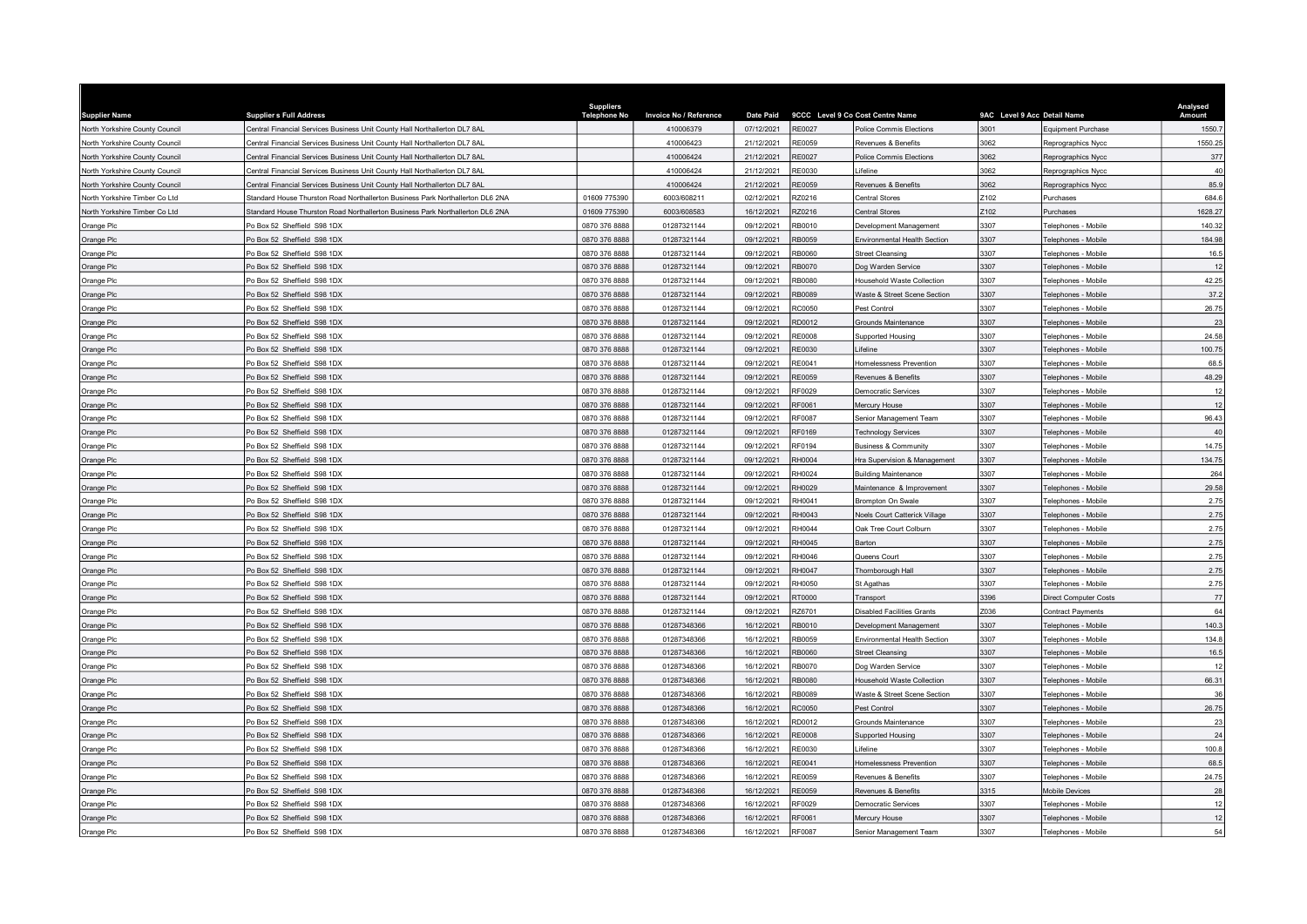| Supplier Name | Supplier s Full Address | Suppliers Telephone No | Invoice No / Reference | Date Paid | 9CCC | Level 9 Co Cost Centre Name | 9AC | Level 9 Acc Detail Name | Analysed Amount |
|---|---|---|---|---|---|---|---|---|---|
| North Yorkshire County Council | Central Financial Services Business Unit County Hall Northallerton DL7 8AL | | 410006379 | 07/12/2021 | RE0027 | Police Commis Elections | 3001 | Equipment Purchase | 1550.7 |
| North Yorkshire County Council | Central Financial Services Business Unit County Hall Northallerton DL7 8AL | | 410006423 | 21/12/2021 | RE0059 | Revenues & Benefits | 3062 | Reprographics Nycc | 1550.25 |
| North Yorkshire County Council | Central Financial Services Business Unit County Hall Northallerton DL7 8AL | | 410006424 | 21/12/2021 | RE0027 | Police Commis Elections | 3062 | Reprographics Nycc | 377 |
| North Yorkshire County Council | Central Financial Services Business Unit County Hall Northallerton DL7 8AL | | 410006424 | 21/12/2021 | RE0030 | Lifeline | 3062 | Reprographics Nycc | 40 |
| North Yorkshire County Council | Central Financial Services Business Unit County Hall Northallerton DL7 8AL | | 410006424 | 21/12/2021 | RE0059 | Revenues & Benefits | 3062 | Reprographics Nycc | 85.9 |
| North Yorkshire Timber Co Ltd | Standard House Thurston Road Northallerton Business Park Northallerton DL6 2NA | 01609 775390 | 6003/608211 | 02/12/2021 | RZ0216 | Central Stores | Z102 | Purchases | 684.6 |
| North Yorkshire Timber Co Ltd | Standard House Thurston Road Northallerton Business Park Northallerton DL6 2NA | 01609 775390 | 6003/608583 | 16/12/2021 | RZ0216 | Central Stores | Z102 | Purchases | 1628.27 |
| Orange Plc | Po Box 52 Sheffield S98 1DX | 0870 376 8888 | 01287321144 | 09/12/2021 | RB0010 | Development Management | 3307 | Telephones - Mobile | 140.32 |
| Orange Plc | Po Box 52 Sheffield S98 1DX | 0870 376 8888 | 01287321144 | 09/12/2021 | RB0059 | Environmental Health Section | 3307 | Telephones - Mobile | 184.98 |
| Orange Plc | Po Box 52 Sheffield S98 1DX | 0870 376 8888 | 01287321144 | 09/12/2021 | RB0060 | Street Cleansing | 3307 | Telephones - Mobile | 16.5 |
| Orange Plc | Po Box 52 Sheffield S98 1DX | 0870 376 8888 | 01287321144 | 09/12/2021 | RB0070 | Dog Warden Service | 3307 | Telephones - Mobile | 12 |
| Orange Plc | Po Box 52 Sheffield S98 1DX | 0870 376 8888 | 01287321144 | 09/12/2021 | RB0080 | Household Waste Collection | 3307 | Telephones - Mobile | 42.25 |
| Orange Plc | Po Box 52 Sheffield S98 1DX | 0870 376 8888 | 01287321144 | 09/12/2021 | RB0089 | Waste & Street Scene Section | 3307 | Telephones - Mobile | 37.2 |
| Orange Plc | Po Box 52 Sheffield S98 1DX | 0870 376 8888 | 01287321144 | 09/12/2021 | RC0050 | Pest Control | 3307 | Telephones - Mobile | 26.75 |
| Orange Plc | Po Box 52 Sheffield S98 1DX | 0870 376 8888 | 01287321144 | 09/12/2021 | RD0012 | Grounds Maintenance | 3307 | Telephones - Mobile | 23 |
| Orange Plc | Po Box 52 Sheffield S98 1DX | 0870 376 8888 | 01287321144 | 09/12/2021 | RE0008 | Supported Housing | 3307 | Telephones - Mobile | 24.58 |
| Orange Plc | Po Box 52 Sheffield S98 1DX | 0870 376 8888 | 01287321144 | 09/12/2021 | RE0030 | Lifeline | 3307 | Telephones - Mobile | 100.75 |
| Orange Plc | Po Box 52 Sheffield S98 1DX | 0870 376 8888 | 01287321144 | 09/12/2021 | RE0041 | Homelessness Prevention | 3307 | Telephones - Mobile | 68.5 |
| Orange Plc | Po Box 52 Sheffield S98 1DX | 0870 376 8888 | 01287321144 | 09/12/2021 | RE0059 | Revenues & Benefits | 3307 | Telephones - Mobile | 48.29 |
| Orange Plc | Po Box 52 Sheffield S98 1DX | 0870 376 8888 | 01287321144 | 09/12/2021 | RF0029 | Democratic Services | 3307 | Telephones - Mobile | 12 |
| Orange Plc | Po Box 52 Sheffield S98 1DX | 0870 376 8888 | 01287321144 | 09/12/2021 | RF0061 | Mercury House | 3307 | Telephones - Mobile | 12 |
| Orange Plc | Po Box 52 Sheffield S98 1DX | 0870 376 8888 | 01287321144 | 09/12/2021 | RF0087 | Senior Management Team | 3307 | Telephones - Mobile | 96.43 |
| Orange Plc | Po Box 52 Sheffield S98 1DX | 0870 376 8888 | 01287321144 | 09/12/2021 | RF0169 | Technology Services | 3307 | Telephones - Mobile | 40 |
| Orange Plc | Po Box 52 Sheffield S98 1DX | 0870 376 8888 | 01287321144 | 09/12/2021 | RF0194 | Business & Community | 3307 | Telephones - Mobile | 14.75 |
| Orange Plc | Po Box 52 Sheffield S98 1DX | 0870 376 8888 | 01287321144 | 09/12/2021 | RH0004 | Hra Supervision & Management | 3307 | Telephones - Mobile | 134.75 |
| Orange Plc | Po Box 52 Sheffield S98 1DX | 0870 376 8888 | 01287321144 | 09/12/2021 | RH0024 | Building Maintenance | 3307 | Telephones - Mobile | 264 |
| Orange Plc | Po Box 52 Sheffield S98 1DX | 0870 376 8888 | 01287321144 | 09/12/2021 | RH0029 | Maintenance & Improvement | 3307 | Telephones - Mobile | 29.58 |
| Orange Plc | Po Box 52 Sheffield S98 1DX | 0870 376 8888 | 01287321144 | 09/12/2021 | RH0041 | Brompton On Swale | 3307 | Telephones - Mobile | 2.75 |
| Orange Plc | Po Box 52 Sheffield S98 1DX | 0870 376 8888 | 01287321144 | 09/12/2021 | RH0043 | Noels Court Catterick Village | 3307 | Telephones - Mobile | 2.75 |
| Orange Plc | Po Box 52 Sheffield S98 1DX | 0870 376 8888 | 01287321144 | 09/12/2021 | RH0044 | Oak Tree Court Colburn | 3307 | Telephones - Mobile | 2.75 |
| Orange Plc | Po Box 52 Sheffield S98 1DX | 0870 376 8888 | 01287321144 | 09/12/2021 | RH0045 | Barton | 3307 | Telephones - Mobile | 2.75 |
| Orange Plc | Po Box 52 Sheffield S98 1DX | 0870 376 8888 | 01287321144 | 09/12/2021 | RH0046 | Queens Court | 3307 | Telephones - Mobile | 2.75 |
| Orange Plc | Po Box 52 Sheffield S98 1DX | 0870 376 8888 | 01287321144 | 09/12/2021 | RH0047 | Thornborough Hall | 3307 | Telephones - Mobile | 2.75 |
| Orange Plc | Po Box 52 Sheffield S98 1DX | 0870 376 8888 | 01287321144 | 09/12/2021 | RH0050 | St Agathas | 3307 | Telephones - Mobile | 2.75 |
| Orange Plc | Po Box 52 Sheffield S98 1DX | 0870 376 8888 | 01287321144 | 09/12/2021 | RT0000 | Transport | 3396 | Direct Computer Costs | 77 |
| Orange Plc | Po Box 52 Sheffield S98 1DX | 0870 376 8888 | 01287321144 | 09/12/2021 | RZ6701 | Disabled Facilities Grants | Z036 | Contract Payments | 64 |
| Orange Plc | Po Box 52 Sheffield S98 1DX | 0870 376 8888 | 01287348366 | 16/12/2021 | RB0010 | Development Management | 3307 | Telephones - Mobile | 140.3 |
| Orange Plc | Po Box 52 Sheffield S98 1DX | 0870 376 8888 | 01287348366 | 16/12/2021 | RB0059 | Environmental Health Section | 3307 | Telephones - Mobile | 134.8 |
| Orange Plc | Po Box 52 Sheffield S98 1DX | 0870 376 8888 | 01287348366 | 16/12/2021 | RB0060 | Street Cleansing | 3307 | Telephones - Mobile | 16.5 |
| Orange Plc | Po Box 52 Sheffield S98 1DX | 0870 376 8888 | 01287348366 | 16/12/2021 | RB0070 | Dog Warden Service | 3307 | Telephones - Mobile | 12 |
| Orange Plc | Po Box 52 Sheffield S98 1DX | 0870 376 8888 | 01287348366 | 16/12/2021 | RB0080 | Household Waste Collection | 3307 | Telephones - Mobile | 66.31 |
| Orange Plc | Po Box 52 Sheffield S98 1DX | 0870 376 8888 | 01287348366 | 16/12/2021 | RB0089 | Waste & Street Scene Section | 3307 | Telephones - Mobile | 36 |
| Orange Plc | Po Box 52 Sheffield S98 1DX | 0870 376 8888 | 01287348366 | 16/12/2021 | RC0050 | Pest Control | 3307 | Telephones - Mobile | 26.75 |
| Orange Plc | Po Box 52 Sheffield S98 1DX | 0870 376 8888 | 01287348366 | 16/12/2021 | RD0012 | Grounds Maintenance | 3307 | Telephones - Mobile | 23 |
| Orange Plc | Po Box 52 Sheffield S98 1DX | 0870 376 8888 | 01287348366 | 16/12/2021 | RE0008 | Supported Housing | 3307 | Telephones - Mobile | 24 |
| Orange Plc | Po Box 52 Sheffield S98 1DX | 0870 376 8888 | 01287348366 | 16/12/2021 | RE0030 | Lifeline | 3307 | Telephones - Mobile | 100.8 |
| Orange Plc | Po Box 52 Sheffield S98 1DX | 0870 376 8888 | 01287348366 | 16/12/2021 | RE0041 | Homelessness Prevention | 3307 | Telephones - Mobile | 68.5 |
| Orange Plc | Po Box 52 Sheffield S98 1DX | 0870 376 8888 | 01287348366 | 16/12/2021 | RE0059 | Revenues & Benefits | 3307 | Telephones - Mobile | 24.75 |
| Orange Plc | Po Box 52 Sheffield S98 1DX | 0870 376 8888 | 01287348366 | 16/12/2021 | RE0059 | Revenues & Benefits | 3315 | Mobile Devices | 28 |
| Orange Plc | Po Box 52 Sheffield S98 1DX | 0870 376 8888 | 01287348366 | 16/12/2021 | RF0029 | Democratic Services | 3307 | Telephones - Mobile | 12 |
| Orange Plc | Po Box 52 Sheffield S98 1DX | 0870 376 8888 | 01287348366 | 16/12/2021 | RF0061 | Mercury House | 3307 | Telephones - Mobile | 12 |
| Orange Plc | Po Box 52 Sheffield S98 1DX | 0870 376 8888 | 01287348366 | 16/12/2021 | RF0087 | Senior Management Team | 3307 | Telephones - Mobile | 54 |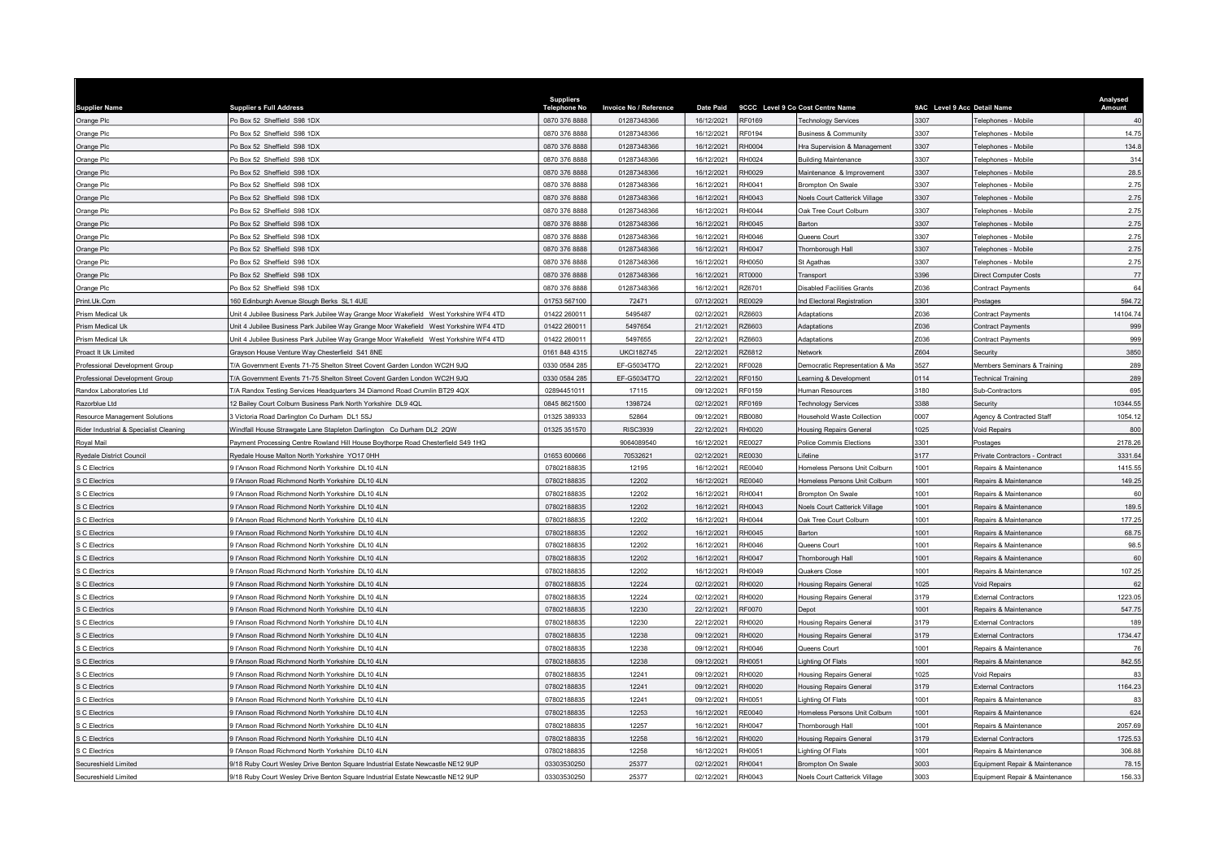| Supplier Name | Supplier s Full Address | Suppliers Telephone No | Invoice No / Reference | Date Paid | 9CCC | Level 9 Co Cost Centre Name | 9AC | Level 9 Acc Detail Name | Analysed Amount |
|---|---|---|---|---|---|---|---|---|---|
| Orange Plc | Po Box 52 Sheffield S98 1DX | 0870 376 8888 | 01287348366 | 16/12/2021 | RF0169 | Technology Services | 3307 | Telephones - Mobile | 40 |
| Orange Plc | Po Box 52 Sheffield S98 1DX | 0870 376 8888 | 01287348366 | 16/12/2021 | RF0194 | Business & Community | 3307 | Telephones - Mobile | 14.75 |
| Orange Plc | Po Box 52 Sheffield S98 1DX | 0870 376 8888 | 01287348366 | 16/12/2021 | RH0004 | Hra Supervision & Management | 3307 | Telephones - Mobile | 134.8 |
| Orange Plc | Po Box 52 Sheffield S98 1DX | 0870 376 8888 | 01287348366 | 16/12/2021 | RH0024 | Building Maintenance | 3307 | Telephones - Mobile | 314 |
| Orange Plc | Po Box 52 Sheffield S98 1DX | 0870 376 8888 | 01287348366 | 16/12/2021 | RH0029 | Maintenance & Improvement | 3307 | Telephones - Mobile | 28.5 |
| Orange Plc | Po Box 52 Sheffield S98 1DX | 0870 376 8888 | 01287348366 | 16/12/2021 | RH0041 | Brompton On Swale | 3307 | Telephones - Mobile | 2.75 |
| Orange Plc | Po Box 52 Sheffield S98 1DX | 0870 376 8888 | 01287348366 | 16/12/2021 | RH0043 | Noels Court Catterick Village | 3307 | Telephones - Mobile | 2.75 |
| Orange Plc | Po Box 52 Sheffield S98 1DX | 0870 376 8888 | 01287348366 | 16/12/2021 | RH0044 | Oak Tree Court Colburn | 3307 | Telephones - Mobile | 2.75 |
| Orange Plc | Po Box 52 Sheffield S98 1DX | 0870 376 8888 | 01287348366 | 16/12/2021 | RH0045 | Barton | 3307 | Telephones - Mobile | 2.75 |
| Orange Plc | Po Box 52 Sheffield S98 1DX | 0870 376 8888 | 01287348366 | 16/12/2021 | RH0046 | Queens Court | 3307 | Telephones - Mobile | 2.75 |
| Orange Plc | Po Box 52 Sheffield S98 1DX | 0870 376 8888 | 01287348366 | 16/12/2021 | RH0047 | Thornborough Hall | 3307 | Telephones - Mobile | 2.75 |
| Orange Plc | Po Box 52 Sheffield S98 1DX | 0870 376 8888 | 01287348366 | 16/12/2021 | RH0050 | St Agathas | 3307 | Telephones - Mobile | 2.75 |
| Orange Plc | Po Box 52 Sheffield S98 1DX | 0870 376 8888 | 01287348366 | 16/12/2021 | RT0000 | Transport | 3396 | Direct Computer Costs | 77 |
| Orange Plc | Po Box 52 Sheffield S98 1DX | 0870 376 8888 | 01287348366 | 16/12/2021 | RZ6701 | Disabled Facilities Grants | Z036 | Contract Payments | 64 |
| Print.Uk.Com | 160 Edinburgh Avenue Slough Berks SL1 4UE | 01753 567100 | 72471 | 07/12/2021 | RE0029 | Ind Electoral Registration | 3301 | Postages | 594.72 |
| Prism Medical Uk | Unit 4 Jubilee Business Park Jubilee Way Grange Moor Wakefield West Yorkshire WF4 4TD | 01422 260011 | 5495487 | 02/12/2021 | RZ6603 | Adaptations | Z036 | Contract Payments | 14104.74 |
| Prism Medical Uk | Unit 4 Jubilee Business Park Jubilee Way Grange Moor Wakefield West Yorkshire WF4 4TD | 01422 260011 | 5497654 | 21/12/2021 | RZ6603 | Adaptations | Z036 | Contract Payments | 999 |
| Prism Medical Uk | Unit 4 Jubilee Business Park Jubilee Way Grange Moor Wakefield West Yorkshire WF4 4TD | 01422 260011 | 5497655 | 22/12/2021 | RZ6603 | Adaptations | Z036 | Contract Payments | 999 |
| Proact It Uk Limited | Grayson House Venture Way Chesterfield S41 8NE | 0161 848 4315 | UKCI182745 | 22/12/2021 | RZ6812 | Network | Z604 | Security | 3850 |
| Professional Development Group | T/A Government Events 71-75 Shelton Street Covent Garden London WC2H 9JQ | 0330 0584 285 | EF-G5034T7Q | 22/12/2021 | RF0028 | Democratic Representation & Ma | 3527 | Members Seminars & Training | 289 |
| Professional Development Group | T/A Government Events 71-75 Shelton Street Covent Garden London WC2H 9JQ | 0330 0584 285 | EF-G5034T7Q | 22/12/2021 | RF0150 | Learning & Development | 0114 | Technical Training | 289 |
| Randox Laboratories Ltd | T/A Randox Testing Services Headquarters 34 Diamond Road Crumlin BT29 4QX | 02894451011 | 17115 | 09/12/2021 | RF0159 | Human Resources | 3180 | Sub-Contractors | 695 |
| Razorblue Ltd | 12 Bailey Court Colburn Business Park North Yorkshire DL9 4QL | 0845 8621500 | 1398724 | 02/12/2021 | RF0169 | Technology Services | 3388 | Security | 10344.55 |
| Resource Management Solutions | 3 Victoria Road Darlington Co Durham DL1 5SJ | 01325 389333 | 52864 | 09/12/2021 | RB0080 | Household Waste Collection | 0007 | Agency & Contracted Staff | 1054.12 |
| Rider Industrial & Specialist Cleaning | Windfall House Strawgate Lane Stapleton Darlington Co Durham DL2 2QW | 01325 351570 | RISC3939 | 22/12/2021 | RH0020 | Housing Repairs General | 1025 | Void Repairs | 800 |
| Royal Mail | Payment Processing Centre Rowland Hill House Boythorpe Road Chesterfield S49 1HQ | | 9064089540 | 16/12/2021 | RE0027 | Police Commis Elections | 3301 | Postages | 2178.26 |
| Ryedale District Council | Ryedale House Malton North Yorkshire YO17 0HH | 01653 600666 | 70532621 | 02/12/2021 | RE0030 | Lifeline | 3177 | Private Contractors - Contract | 3331.64 |
| S C Electrics | 9 I'Anson Road Richmond North Yorkshire DL10 4LN | 07802188835 | 12195 | 16/12/2021 | RE0040 | Homeless Persons Unit Colburn | 1001 | Repairs & Maintenance | 1415.55 |
| S C Electrics | 9 I'Anson Road Richmond North Yorkshire DL10 4LN | 07802188835 | 12202 | 16/12/2021 | RE0040 | Homeless Persons Unit Colburn | 1001 | Repairs & Maintenance | 149.25 |
| S C Electrics | 9 I'Anson Road Richmond North Yorkshire DL10 4LN | 07802188835 | 12202 | 16/12/2021 | RH0041 | Brompton On Swale | 1001 | Repairs & Maintenance | 60 |
| S C Electrics | 9 I'Anson Road Richmond North Yorkshire DL10 4LN | 07802188835 | 12202 | 16/12/2021 | RH0043 | Noels Court Catterick Village | 1001 | Repairs & Maintenance | 189.5 |
| S C Electrics | 9 I'Anson Road Richmond North Yorkshire DL10 4LN | 07802188835 | 12202 | 16/12/2021 | RH0044 | Oak Tree Court Colburn | 1001 | Repairs & Maintenance | 177.25 |
| S C Electrics | 9 I'Anson Road Richmond North Yorkshire DL10 4LN | 07802188835 | 12202 | 16/12/2021 | RH0045 | Barton | 1001 | Repairs & Maintenance | 68.75 |
| S C Electrics | 9 I'Anson Road Richmond North Yorkshire DL10 4LN | 07802188835 | 12202 | 16/12/2021 | RH0046 | Queens Court | 1001 | Repairs & Maintenance | 98.5 |
| S C Electrics | 9 I'Anson Road Richmond North Yorkshire DL10 4LN | 07802188835 | 12202 | 16/12/2021 | RH0047 | Thornborough Hall | 1001 | Repairs & Maintenance | 60 |
| S C Electrics | 9 I'Anson Road Richmond North Yorkshire DL10 4LN | 07802188835 | 12202 | 16/12/2021 | RH0049 | Quakers Close | 1001 | Repairs & Maintenance | 107.25 |
| S C Electrics | 9 I'Anson Road Richmond North Yorkshire DL10 4LN | 07802188835 | 12224 | 02/12/2021 | RH0020 | Housing Repairs General | 1025 | Void Repairs | 62 |
| S C Electrics | 9 I'Anson Road Richmond North Yorkshire DL10 4LN | 07802188835 | 12224 | 02/12/2021 | RH0020 | Housing Repairs General | 3179 | External Contractors | 1223.05 |
| S C Electrics | 9 I'Anson Road Richmond North Yorkshire DL10 4LN | 07802188835 | 12230 | 22/12/2021 | RF0070 | Depot | 1001 | Repairs & Maintenance | 547.75 |
| S C Electrics | 9 I'Anson Road Richmond North Yorkshire DL10 4LN | 07802188835 | 12230 | 22/12/2021 | RH0020 | Housing Repairs General | 3179 | External Contractors | 189 |
| S C Electrics | 9 I'Anson Road Richmond North Yorkshire DL10 4LN | 07802188835 | 12238 | 09/12/2021 | RH0020 | Housing Repairs General | 3179 | External Contractors | 1734.47 |
| S C Electrics | 9 I'Anson Road Richmond North Yorkshire DL10 4LN | 07802188835 | 12238 | 09/12/2021 | RH0046 | Queens Court | 1001 | Repairs & Maintenance | 76 |
| S C Electrics | 9 I'Anson Road Richmond North Yorkshire DL10 4LN | 07802188835 | 12238 | 09/12/2021 | RH0051 | Lighting Of Flats | 1001 | Repairs & Maintenance | 842.55 |
| S C Electrics | 9 I'Anson Road Richmond North Yorkshire DL10 4LN | 07802188835 | 12241 | 09/12/2021 | RH0020 | Housing Repairs General | 1025 | Void Repairs | 83 |
| S C Electrics | 9 I'Anson Road Richmond North Yorkshire DL10 4LN | 07802188835 | 12241 | 09/12/2021 | RH0020 | Housing Repairs General | 3179 | External Contractors | 1164.23 |
| S C Electrics | 9 I'Anson Road Richmond North Yorkshire DL10 4LN | 07802188835 | 12241 | 09/12/2021 | RH0051 | Lighting Of Flats | 1001 | Repairs & Maintenance | 83 |
| S C Electrics | 9 I'Anson Road Richmond North Yorkshire DL10 4LN | 07802188835 | 12253 | 16/12/2021 | RE0040 | Homeless Persons Unit Colburn | 1001 | Repairs & Maintenance | 624 |
| S C Electrics | 9 I'Anson Road Richmond North Yorkshire DL10 4LN | 07802188835 | 12257 | 16/12/2021 | RH0047 | Thornborough Hall | 1001 | Repairs & Maintenance | 2057.69 |
| S C Electrics | 9 I'Anson Road Richmond North Yorkshire DL10 4LN | 07802188835 | 12258 | 16/12/2021 | RH0020 | Housing Repairs General | 3179 | External Contractors | 1725.53 |
| S C Electrics | 9 I'Anson Road Richmond North Yorkshire DL10 4LN | 07802188835 | 12258 | 16/12/2021 | RH0051 | Lighting Of Flats | 1001 | Repairs & Maintenance | 306.88 |
| Secureshield Limited | 9/18 Ruby Court Wesley Drive Benton Square Industrial Estate Newcastle NE12 9UP | 03303530250 | 25377 | 02/12/2021 | RH0041 | Brompton On Swale | 3003 | Equipment Repair & Maintenance | 78.15 |
| Secureshield Limited | 9/18 Ruby Court Wesley Drive Benton Square Industrial Estate Newcastle NE12 9UP | 03303530250 | 25377 | 02/12/2021 | RH0043 | Noels Court Catterick Village | 3003 | Equipment Repair & Maintenance | 156.33 |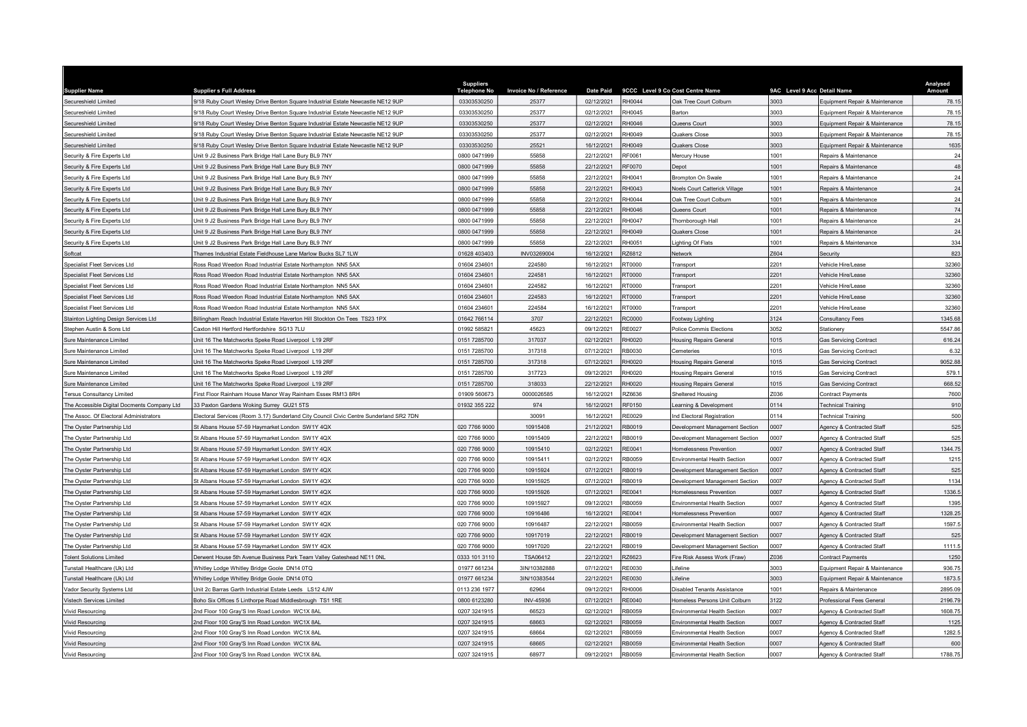| Supplier Name | Supplier s Full Address | Suppliers Telephone No | Invoice No / Reference | Date Paid | 9CCC | Level 9 Co Cost Centre Name | 9AC | Level 9 Acc Detail Name | Analysed Amount |
|---|---|---|---|---|---|---|---|---|---|
| Secureshield Limited | 9/18 Ruby Court Wesley Drive Benton Square Industrial Estate Newcastle NE12 9UP | 03303530250 | 25377 | 02/12/2021 | RH0044 | Oak Tree Court Colburn | 3003 | Equipment Repair & Maintenance | 78.15 |
| Secureshield Limited | 9/18 Ruby Court Wesley Drive Benton Square Industrial Estate Newcastle NE12 9UP | 03303530250 | 25377 | 02/12/2021 | RH0045 | Barton | 3003 | Equipment Repair & Maintenance | 78.15 |
| Secureshield Limited | 9/18 Ruby Court Wesley Drive Benton Square Industrial Estate Newcastle NE12 9UP | 03303530250 | 25377 | 02/12/2021 | RH0046 | Queens Court | 3003 | Equipment Repair & Maintenance | 78.15 |
| Secureshield Limited | 9/18 Ruby Court Wesley Drive Benton Square Industrial Estate Newcastle NE12 9UP | 03303530250 | 25377 | 02/12/2021 | RH0049 | Quakers Close | 3003 | Equipment Repair & Maintenance | 78.15 |
| Secureshield Limited | 9/18 Ruby Court Wesley Drive Benton Square Industrial Estate Newcastle NE12 9UP | 03303530250 | 25521 | 16/12/2021 | RH0049 | Quakers Close | 3003 | Equipment Repair & Maintenance | 1635 |
| Security & Fire Experts Ltd | Unit 9 J2 Business Park Bridge Hall Lane Bury BL9 7NY | 0800 0471999 | 55858 | 22/12/2021 | RF0061 | Mercury House | 1001 | Repairs & Maintenance | 24 |
| Security & Fire Experts Ltd | Unit 9 J2 Business Park Bridge Hall Lane Bury BL9 7NY | 0800 0471999 | 55858 | 22/12/2021 | RF0070 | Depot | 1001 | Repairs & Maintenance | 48 |
| Security & Fire Experts Ltd | Unit 9 J2 Business Park Bridge Hall Lane Bury BL9 7NY | 0800 0471999 | 55858 | 22/12/2021 | RH0041 | Brompton On Swale | 1001 | Repairs & Maintenance | 24 |
| Security & Fire Experts Ltd | Unit 9 J2 Business Park Bridge Hall Lane Bury BL9 7NY | 0800 0471999 | 55858 | 22/12/2021 | RH0043 | Noels Court Catterick Village | 1001 | Repairs & Maintenance | 24 |
| Security & Fire Experts Ltd | Unit 9 J2 Business Park Bridge Hall Lane Bury BL9 7NY | 0800 0471999 | 55858 | 22/12/2021 | RH0044 | Oak Tree Court Colburn | 1001 | Repairs & Maintenance | 24 |
| Security & Fire Experts Ltd | Unit 9 J2 Business Park Bridge Hall Lane Bury BL9 7NY | 0800 0471999 | 55858 | 22/12/2021 | RH0046 | Queens Court | 1001 | Repairs & Maintenance | 74 |
| Security & Fire Experts Ltd | Unit 9 J2 Business Park Bridge Hall Lane Bury BL9 7NY | 0800 0471999 | 55858 | 22/12/2021 | RH0047 | Thornborough Hall | 1001 | Repairs & Maintenance | 24 |
| Security & Fire Experts Ltd | Unit 9 J2 Business Park Bridge Hall Lane Bury BL9 7NY | 0800 0471999 | 55858 | 22/12/2021 | RH0049 | Quakers Close | 1001 | Repairs & Maintenance | 24 |
| Security & Fire Experts Ltd | Unit 9 J2 Business Park Bridge Hall Lane Bury BL9 7NY | 0800 0471999 | 55858 | 22/12/2021 | RH0051 | Lighting Of Flats | 1001 | Repairs & Maintenance | 334 |
| Softcat | Thames Industrial Estate Fieldhouse Lane Marlow Bucks SL7 1LW | 01628 403403 | INV03269004 | 16/12/2021 | RZ6812 | Network | Z604 | Security | 823 |
| Specialist Fleet Services Ltd | Ross Road Weedon Road Industrial Estate Northampton NN5 5AX | 01604 234601 | 224580 | 16/12/2021 | RT0000 | Transport | 2201 | Vehicle Hire/Lease | 32360 |
| Specialist Fleet Services Ltd | Ross Road Weedon Road Industrial Estate Northampton NN5 5AX | 01604 234601 | 224581 | 16/12/2021 | RT0000 | Transport | 2201 | Vehicle Hire/Lease | 32360 |
| Specialist Fleet Services Ltd | Ross Road Weedon Road Industrial Estate Northampton NN5 5AX | 01604 234601 | 224582 | 16/12/2021 | RT0000 | Transport | 2201 | Vehicle Hire/Lease | 32360 |
| Specialist Fleet Services Ltd | Ross Road Weedon Road Industrial Estate Northampton NN5 5AX | 01604 234601 | 224583 | 16/12/2021 | RT0000 | Transport | 2201 | Vehicle Hire/Lease | 32360 |
| Specialist Fleet Services Ltd | Ross Road Weedon Road Industrial Estate Northampton NN5 5AX | 01604 234601 | 224584 | 16/12/2021 | RT0000 | Transport | 2201 | Vehicle Hire/Lease | 32360 |
| Stainton Lighting Design Services Ltd | Billingham Reach Industrial Estate Haverton Hill Stockton On Tees TS23 1PX | 01642 766114 | 3707 | 22/12/2021 | RC0000 | Footway Lighting | 3124 | Consultancy Fees | 1345.68 |
| Stephen Austin & Sons Ltd | Caxton Hill Hertford Hertfordshire SG13 7LU | 01992 585821 | 45623 | 09/12/2021 | RE0027 | Police Commis Elections | 3052 | Stationery | 5547.86 |
| Sure Maintenance Limited | Unit 16 The Matchworks Speke Road Liverpool L19 2RF | 0151 7285700 | 317037 | 02/12/2021 | RH0020 | Housing Repairs General | 1015 | Gas Servicing Contract | 616.24 |
| Sure Maintenance Limited | Unit 16 The Matchworks Speke Road Liverpool L19 2RF | 0151 7285700 | 317318 | 07/12/2021 | RB0030 | Cemeteries | 1015 | Gas Servicing Contract | 6.32 |
| Sure Maintenance Limited | Unit 16 The Matchworks Speke Road Liverpool L19 2RF | 0151 7285700 | 317318 | 07/12/2021 | RH0020 | Housing Repairs General | 1015 | Gas Servicing Contract | 9052.88 |
| Sure Maintenance Limited | Unit 16 The Matchworks Speke Road Liverpool L19 2RF | 0151 7285700 | 317723 | 09/12/2021 | RH0020 | Housing Repairs General | 1015 | Gas Servicing Contract | 579.1 |
| Sure Maintenance Limited | Unit 16 The Matchworks Speke Road Liverpool L19 2RF | 0151 7285700 | 318033 | 22/12/2021 | RH0020 | Housing Repairs General | 1015 | Gas Servicing Contract | 668.52 |
| Tersus Consultancy Limited | First Floor Rainham House Manor Way Rainham Essex RM13 8RH | 01909 560673 | 0000026585 | 16/12/2021 | RZ6636 | Sheltered Housing | Z036 | Contract Payments | 7600 |
| The Accessible Digital Docments Company Ltd | 33 Paxton Gardens Woking Surrey GU21 5TS | 01932 355 222 | 974 | 16/12/2021 | RF0150 | Learning & Development | 0114 | Technical Training | 910 |
| The Assoc. Of Electoral Administrators | Electoral Services (Room 3.17) Sunderland City Council Civic Centre Sunderland SR2 7DN | | 30091 | 16/12/2021 | RE0029 | Ind Electoral Registration | 0114 | Technical Training | 500 |
| The Oyster Partnership Ltd | St Albans House 57-59 Haymarket London SW1Y 4QX | 020 7766 9000 | 10915408 | 21/12/2021 | RB0019 | Development Management Section | 0007 | Agency & Contracted Staff | 525 |
| The Oyster Partnership Ltd | St Albans House 57-59 Haymarket London SW1Y 4QX | 020 7766 9000 | 10915409 | 22/12/2021 | RB0019 | Development Management Section | 0007 | Agency & Contracted Staff | 525 |
| The Oyster Partnership Ltd | St Albans House 57-59 Haymarket London SW1Y 4QX | 020 7766 9000 | 10915410 | 02/12/2021 | RE0041 | Homelessness Prevention | 0007 | Agency & Contracted Staff | 1344.75 |
| The Oyster Partnership Ltd | St Albans House 57-59 Haymarket London SW1Y 4QX | 020 7766 9000 | 10915411 | 02/12/2021 | RB0059 | Environmental Health Section | 0007 | Agency & Contracted Staff | 1215 |
| The Oyster Partnership Ltd | St Albans House 57-59 Haymarket London SW1Y 4QX | 020 7766 9000 | 10915924 | 07/12/2021 | RB0019 | Development Management Section | 0007 | Agency & Contracted Staff | 525 |
| The Oyster Partnership Ltd | St Albans House 57-59 Haymarket London SW1Y 4QX | 020 7766 9000 | 10915925 | 07/12/2021 | RB0019 | Development Management Section | 0007 | Agency & Contracted Staff | 1134 |
| The Oyster Partnership Ltd | St Albans House 57-59 Haymarket London SW1Y 4QX | 020 7766 9000 | 10915926 | 07/12/2021 | RE0041 | Homelessness Prevention | 0007 | Agency & Contracted Staff | 1336.5 |
| The Oyster Partnership Ltd | St Albans House 57-59 Haymarket London SW1Y 4QX | 020 7766 9000 | 10915927 | 09/12/2021 | RB0059 | Environmental Health Section | 0007 | Agency & Contracted Staff | 1395 |
| The Oyster Partnership Ltd | St Albans House 57-59 Haymarket London SW1Y 4QX | 020 7766 9000 | 10916486 | 16/12/2021 | RE0041 | Homelessness Prevention | 0007 | Agency & Contracted Staff | 1328.25 |
| The Oyster Partnership Ltd | St Albans House 57-59 Haymarket London SW1Y 4QX | 020 7766 9000 | 10916487 | 22/12/2021 | RB0059 | Environmental Health Section | 0007 | Agency & Contracted Staff | 1597.5 |
| The Oyster Partnership Ltd | St Albans House 57-59 Haymarket London SW1Y 4QX | 020 7766 9000 | 10917019 | 22/12/2021 | RB0019 | Development Management Section | 0007 | Agency & Contracted Staff | 525 |
| The Oyster Partnership Ltd | St Albans House 57-59 Haymarket London SW1Y 4QX | 020 7766 9000 | 10917020 | 22/12/2021 | RB0019 | Development Management Section | 0007 | Agency & Contracted Staff | 1111.5 |
| Tolent Solutions Limited | Derwent House 5th Avenue Business Park Team Valley Gateshead NE11 0NL | 0333 101 3110 | TSA06412 | 22/12/2021 | RZ6623 | Fire Risk Assess Work (Fraw) | Z036 | Contract Payments | 1250 |
| Tunstall Healthcare (Uk) Ltd | Whitley Lodge Whitley Bridge Goole DN14 0TQ | 01977 661234 | 3IN/10382888 | 07/12/2021 | RE0030 | Lifeline | 3003 | Equipment Repair & Maintenance | 936.75 |
| Tunstall Healthcare (Uk) Ltd | Whitley Lodge Whitley Bridge Goole DN14 0TQ | 01977 661234 | 3IN/10383544 | 22/12/2021 | RE0030 | Lifeline | 3003 | Equipment Repair & Maintenance | 1873.5 |
| Vador Security Systems Ltd | Unit 2c Barras Garth Industrial Estate Leeds LS12 4JW | 0113 236 1977 | 62964 | 09/12/2021 | RH0006 | Disabled Tenants Assistance | 1001 | Repairs & Maintenance | 2895.09 |
| Vistech Services Limited | Boho Six Offices 5 Linthorpe Road Middlesbrough TS1 1RE | 0800 6123280 | INV-45936 | 07/12/2021 | RE0040 | Homeless Persons Unit Colburn | 3122 | Professional Fees General | 2196.79 |
| Vivid Resourcing | 2nd Floor 100 Gray'S Inn Road London WC1X 8AL | 0207 3241915 | 66523 | 02/12/2021 | RB0059 | Environmental Health Section | 0007 | Agency & Contracted Staff | 1608.75 |
| Vivid Resourcing | 2nd Floor 100 Gray'S Inn Road London WC1X 8AL | 0207 3241915 | 68663 | 02/12/2021 | RB0059 | Environmental Health Section | 0007 | Agency & Contracted Staff | 1125 |
| Vivid Resourcing | 2nd Floor 100 Gray'S Inn Road London WC1X 8AL | 0207 3241915 | 68664 | 02/12/2021 | RB0059 | Environmental Health Section | 0007 | Agency & Contracted Staff | 1282.5 |
| Vivid Resourcing | 2nd Floor 100 Gray'S Inn Road London WC1X 8AL | 0207 3241915 | 68665 | 02/12/2021 | RB0059 | Environmental Health Section | 0007 | Agency & Contracted Staff | 600 |
| Vivid Resourcing | 2nd Floor 100 Gray'S Inn Road London WC1X 8AL | 0207 3241915 | 68977 | 09/12/2021 | RB0059 | Environmental Health Section | 0007 | Agency & Contracted Staff | 1788.75 |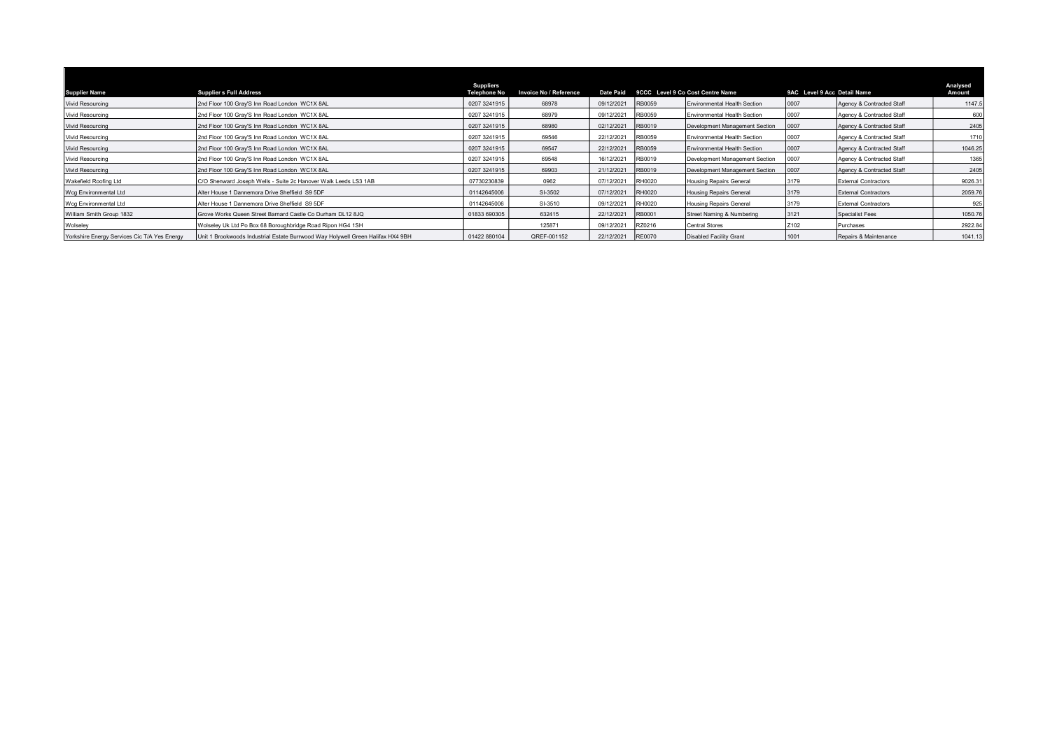| Supplier Name | Supplier s Full Address | Suppliers Telephone No | Invoice No / Reference | Date Paid | 9CCC Level 9 Co | Cost Centre Name | 9AC Level 9 Acc | Detail Name | Analysed Amount |
|---|---|---|---|---|---|---|---|---|---|
| Vivid Resourcing | 2nd Floor 100 Gray'S Inn Road London WC1X 8AL | 0207 3241915 | 68978 | 09/12/2021 | RB0059 | Environmental Health Section | 0007 | Agency & Contracted Staff | 1147.5 |
| Vivid Resourcing | 2nd Floor 100 Gray'S Inn Road London WC1X 8AL | 0207 3241915 | 68979 | 09/12/2021 | RB0059 | Environmental Health Section | 0007 | Agency & Contracted Staff | 600 |
| Vivid Resourcing | 2nd Floor 100 Gray'S Inn Road London WC1X 8AL | 0207 3241915 | 68980 | 02/12/2021 | RB0019 | Development Management Section | 0007 | Agency & Contracted Staff | 2405 |
| Vivid Resourcing | 2nd Floor 100 Gray'S Inn Road London WC1X 8AL | 0207 3241915 | 69546 | 22/12/2021 | RB0059 | Environmental Health Section | 0007 | Agency & Contracted Staff | 1710 |
| Vivid Resourcing | 2nd Floor 100 Gray'S Inn Road London WC1X 8AL | 0207 3241915 | 69547 | 22/12/2021 | RB0059 | Environmental Health Section | 0007 | Agency & Contracted Staff | 1046.25 |
| Vivid Resourcing | 2nd Floor 100 Gray'S Inn Road London WC1X 8AL | 0207 3241915 | 69548 | 16/12/2021 | RB0019 | Development Management Section | 0007 | Agency & Contracted Staff | 1365 |
| Vivid Resourcing | 2nd Floor 100 Gray'S Inn Road London WC1X 8AL | 0207 3241915 | 69903 | 21/12/2021 | RB0019 | Development Management Section | 0007 | Agency & Contracted Staff | 2405 |
| Wakefield Roofing Ltd | C/O Shenward Joseph Wells - Suite 2c Hanover Walk Leeds LS3 1AB | 07730230839 | 0962 | 07/12/2021 | RH0020 | Housing Repairs General | 3179 | External Contractors | 9026.31 |
| Wcg Environmental Ltd | Alter House 1 Dannemora Drive Sheffield S9 5DF | 01142645006 | SI-3502 | 07/12/2021 | RH0020 | Housing Repairs General | 3179 | External Contractors | 2059.76 |
| Wcg Environmental Ltd | Alter House 1 Dannemora Drive Sheffield S9 5DF | 01142645006 | SI-3510 | 09/12/2021 | RH0020 | Housing Repairs General | 3179 | External Contractors | 925 |
| William Smith Group 1832 | Grove Works Queen Street Barnard Castle Co Durham DL12 8JQ | 01833 690305 | 632415 | 22/12/2021 | RB0001 | Street Naming & Numbering | 3121 | Specialist Fees | 1050.76 |
| Wolseley | Wolseley Uk Ltd Po Box 68 Boroughbridge Road Ripon HG4 1SH | | 125871 | 09/12/2021 | RZ0216 | Central Stores | Z102 | Purchases | 2922.84 |
| Yorkshire Energy Services Cic T/A Yes Energy | Unit 1 Brookwoods Industrial Estate Burrwood Way Holywell Green Halifax HX4 9BH | 01422 880104 | QREF-001152 | 22/12/2021 | RE0070 | Disabled Facility Grant | 1001 | Repairs & Maintenance | 1041.13 |